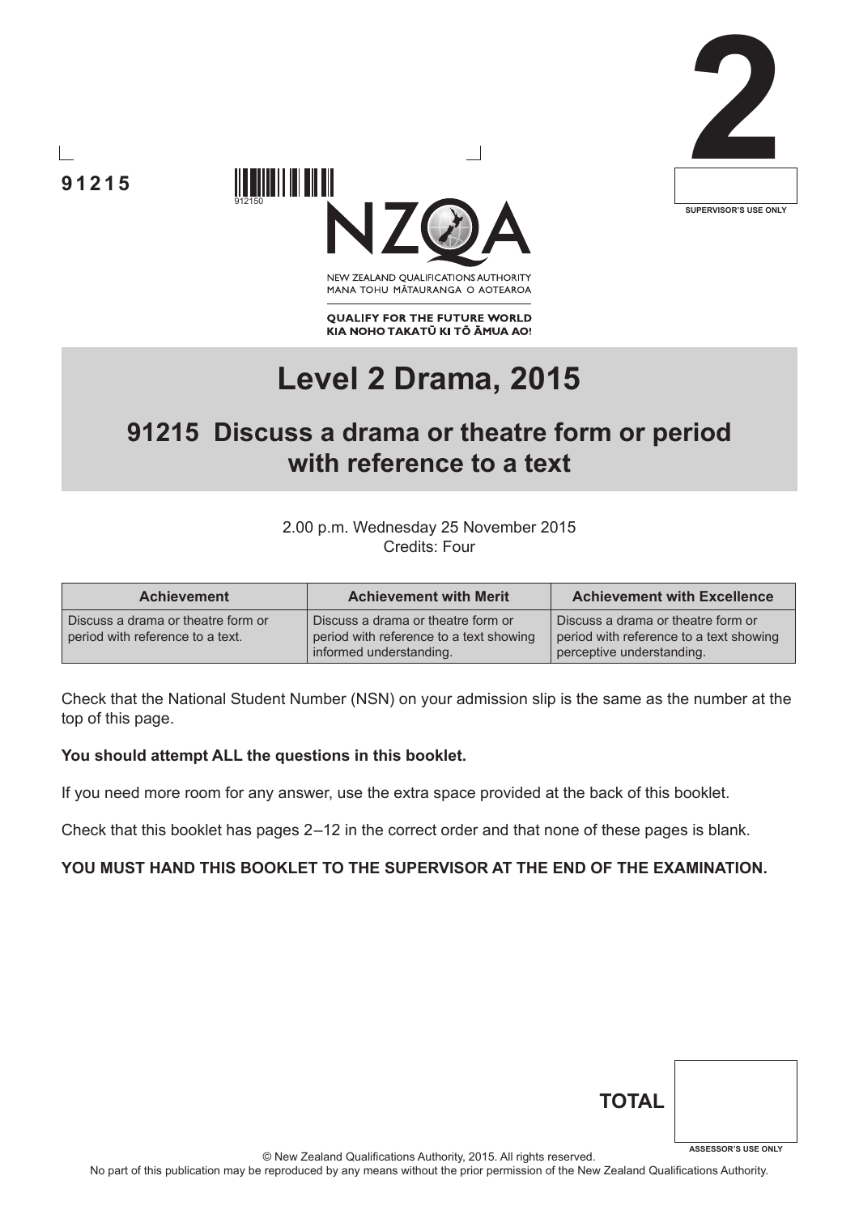91215

2

SUPERVISOR'S USE ONLY

NEW ZEALAND QUALIFICATIONS AUTHORITY
MANA TOHU MĀTAURANGA O AOTEAROA

QUALIFY FOR THE FUTURE WORLD
KIA NOHO TAKATŪ KI TŌ ĀMUA AO!

# Level 2 Drama, 2015

## 91215 Discuss a drama or theatre form or period with reference to a text

2.00 p.m. Wednesday 25 November 2015
Credits: Four

| Achievement | Achievement with Merit | Achievement with Excellence |
|---|---|---|
| Discuss a drama or theatre form or period with reference to a text. | Discuss a drama or theatre form or period with reference to a text showing informed understanding. | Discuss a drama or theatre form or period with reference to a text showing perceptive understanding. |

Check that the National Student Number (NSN) on your admission slip is the same as the number at the top of this page.

**You should attempt ALL the questions in this booklet.**

If you need more room for any answer, use the extra space provided at the back of this booklet.

Check that this booklet has pages 2–12 in the correct order and that none of these pages is blank.

**YOU MUST HAND THIS BOOKLET TO THE SUPERVISOR AT THE END OF THE EXAMINATION.**

**TOTAL**

ASSESSOR'S USE ONLY

© New Zealand Qualifications Authority, 2015. All rights reserved.
No part of this publication may be reproduced by any means without the prior permission of the New Zealand Qualifications Authority.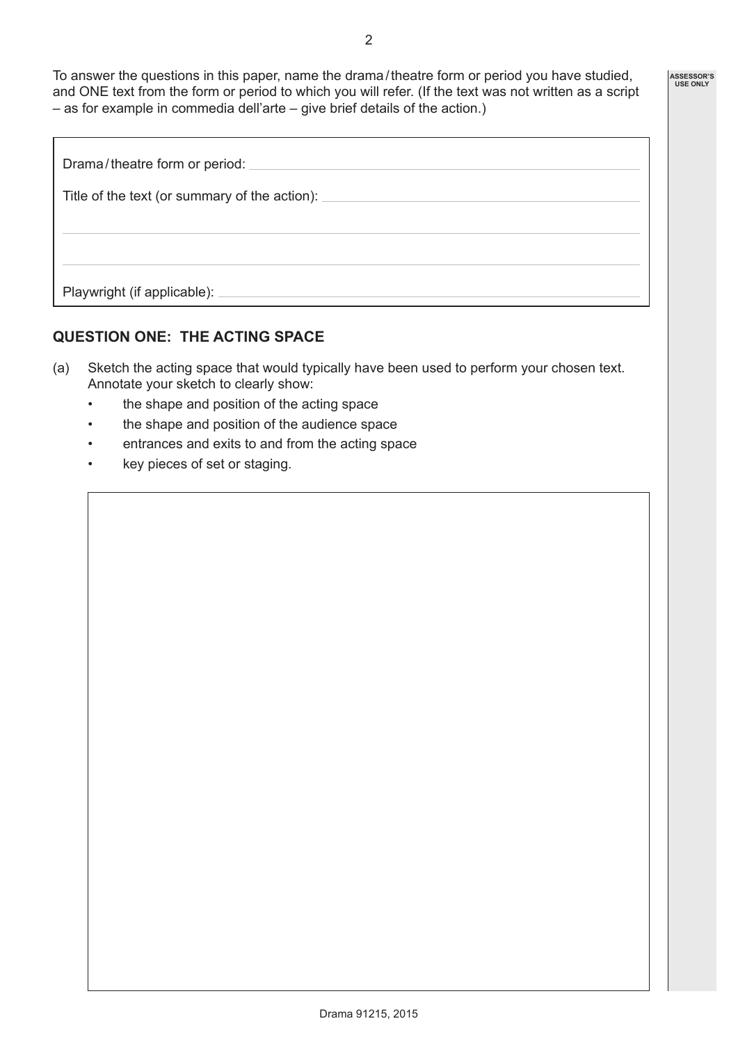To answer the questions in this paper, name the drama/theatre form or period you have studied, and ONE text from the form or period to which you will refer. (If the text was not written as a script – as for example in commedia dell'arte – give brief details of the action.)

Drama/theatre form or period: ______________________________

Title of the text (or summary of the action): ______________________________

______________________________

______________________________

Playwright (if applicable): ______________________________

## QUESTION ONE: THE ACTING SPACE

(a) Sketch the acting space that would typically have been used to perform your chosen text. Annotate your sketch to clearly show:

- the shape and position of the acting space
- the shape and position of the audience space
- entrances and exits to and from the acting space
- key pieces of set or staging.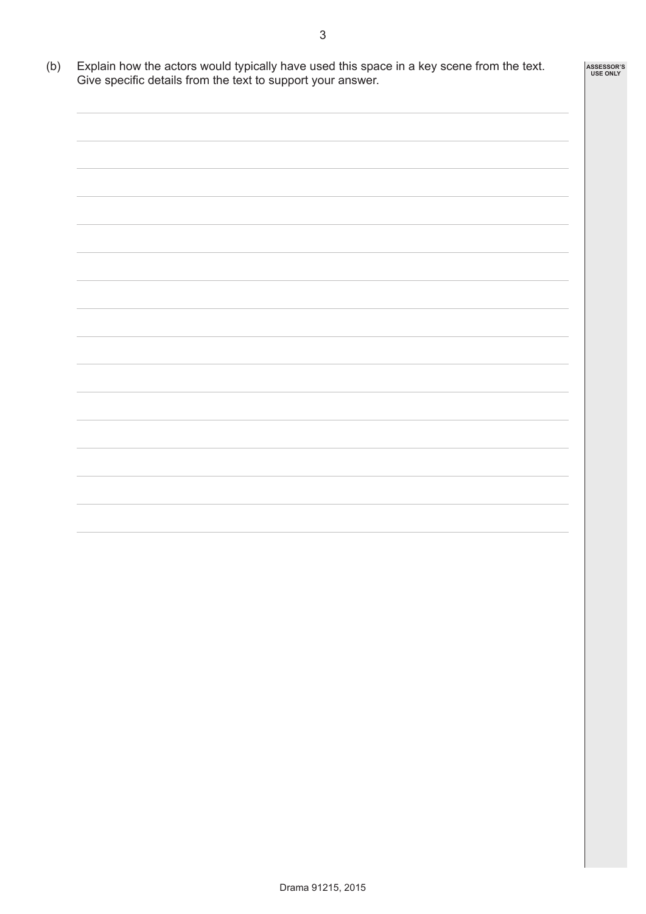(b) Explain how the actors would typically have used this space in a key scene from the text. Give specific details from the text to support your answer.

ASSESSOR'S USE ONLY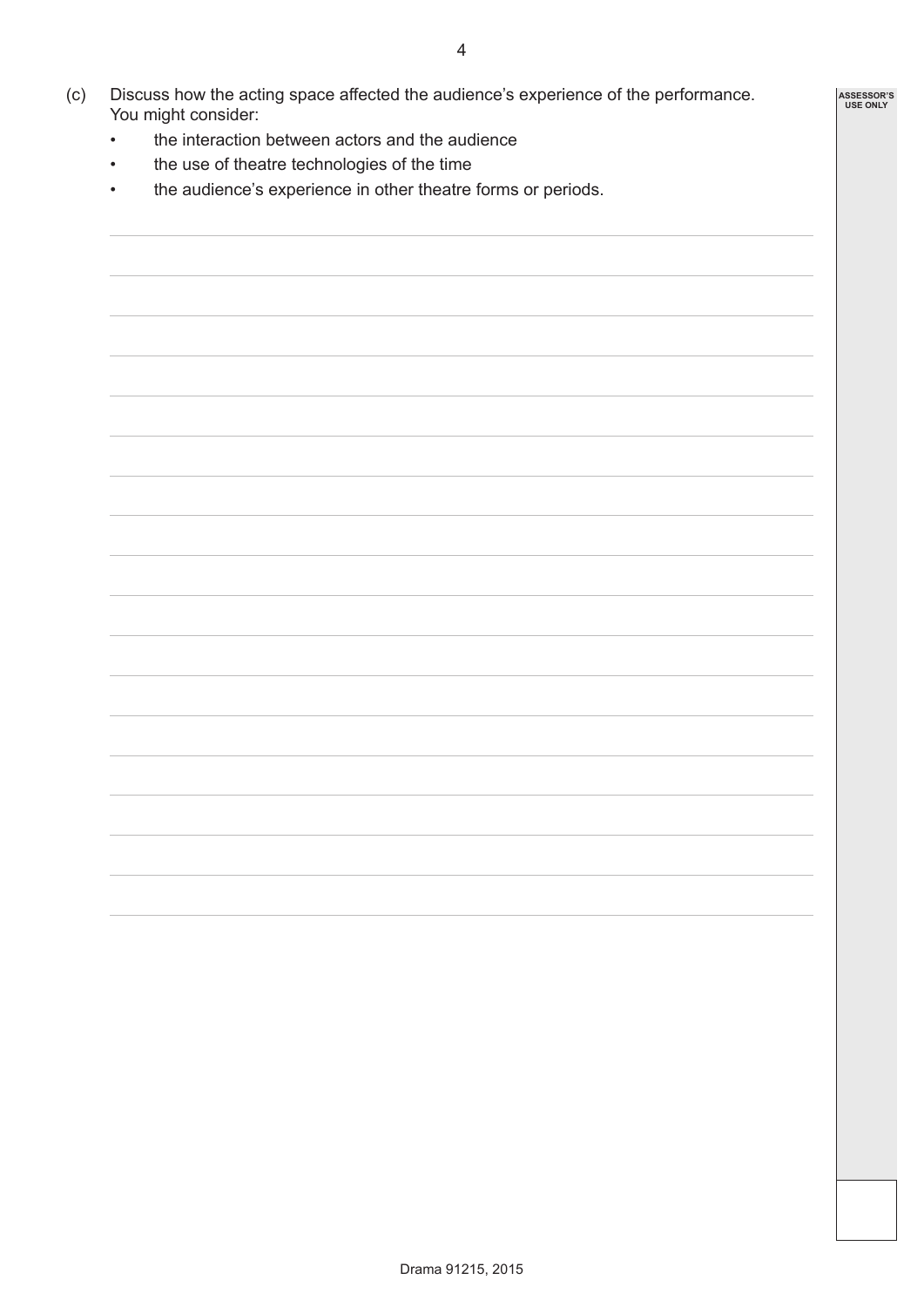(c) Discuss how the acting space affected the audience's experience of the performance. You might consider:

- the interaction between actors and the audience
- the use of theatre technologies of the time
- the audience's experience in other theatre forms or periods.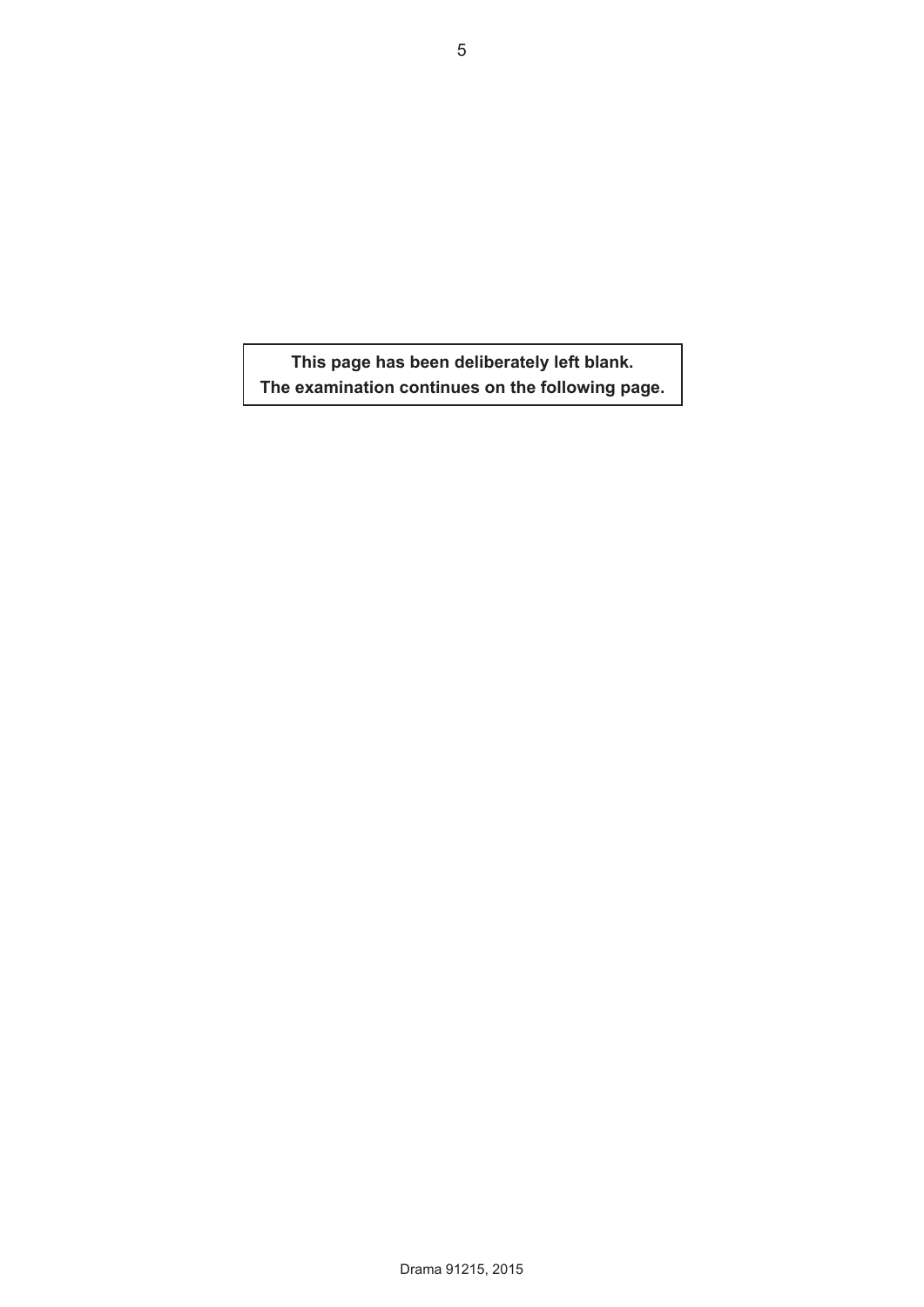**This page has been deliberately left blank.**
**The examination continues on the following page.**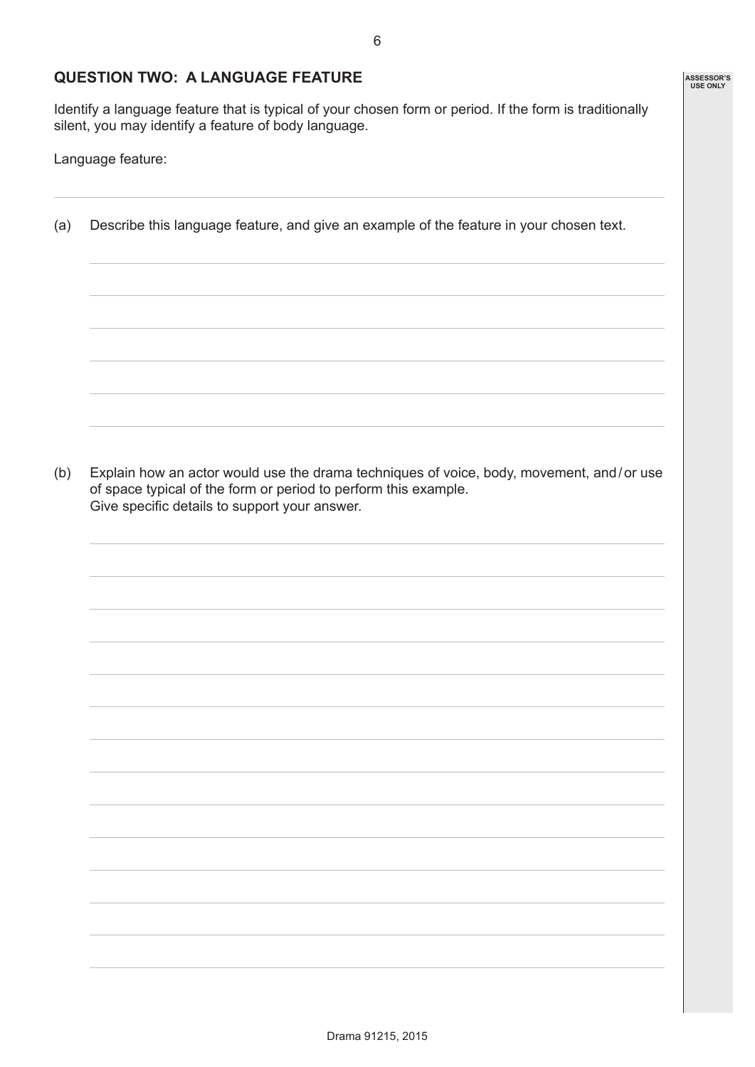## QUESTION TWO: A LANGUAGE FEATURE

Identify a language feature that is typical of your chosen form or period. If the form is traditionally silent, you may identify a feature of body language.

Language feature:

(a) Describe this language feature, and give an example of the feature in your chosen text.

(b) Explain how an actor would use the drama techniques of voice, body, movement, and / or use of space typical of the form or period to perform this example.
Give specific details to support your answer.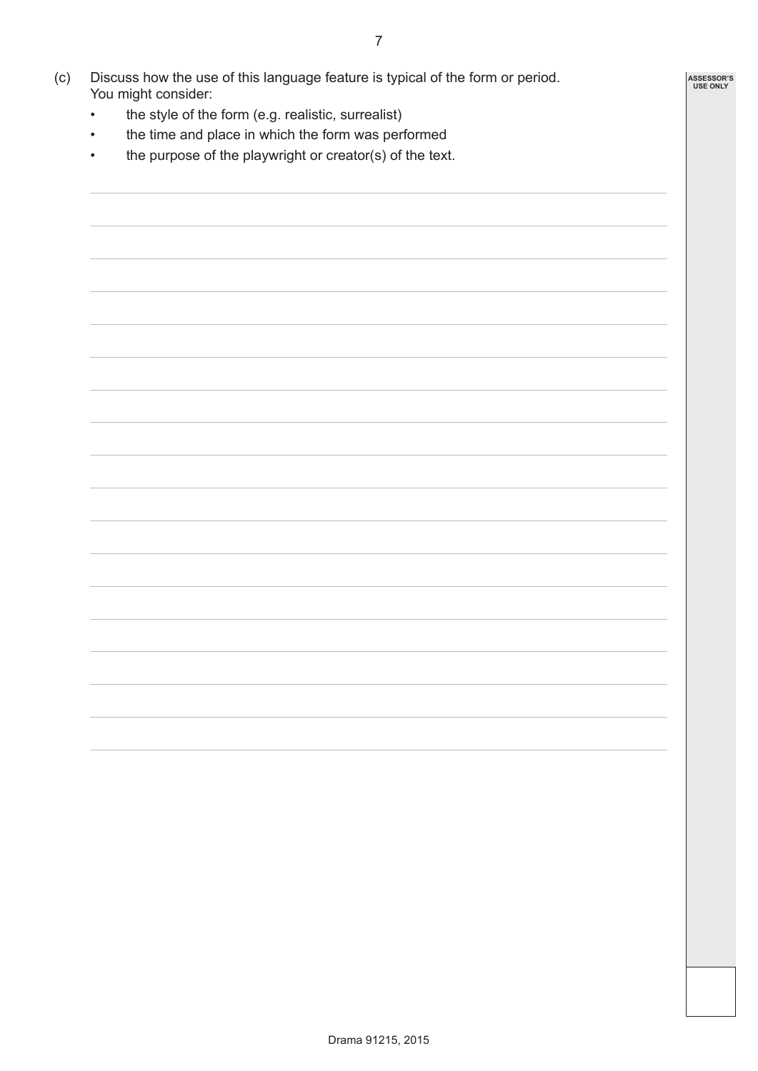(c) Discuss how the use of this language feature is typical of the form or period. You might consider:

- the style of the form (e.g. realistic, surrealist)
- the time and place in which the form was performed
- the purpose of the playwright or creator(s) of the text.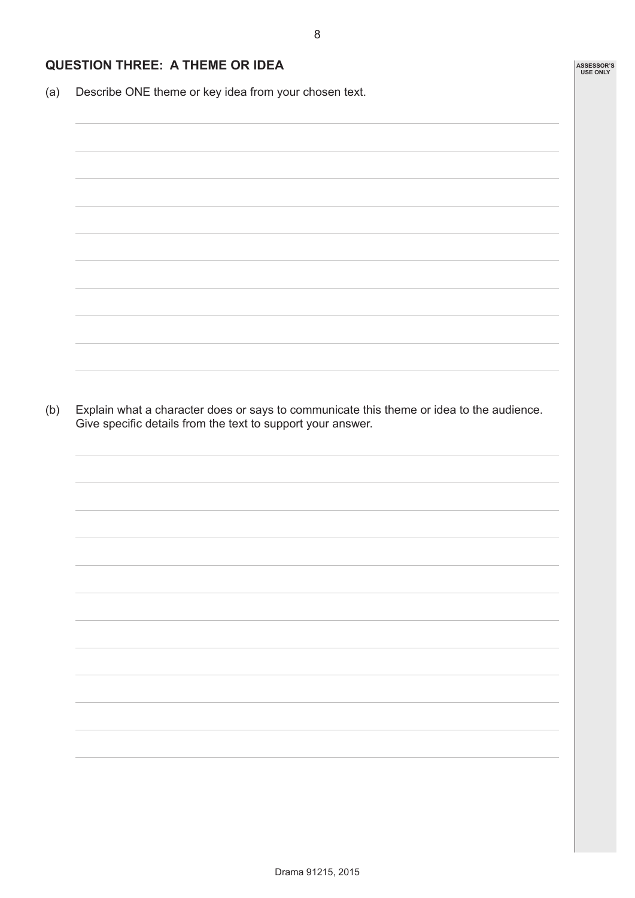## QUESTION THREE: A THEME OR IDEA

(a) Describe ONE theme or key idea from your chosen text.

(b) Explain what a character does or says to communicate this theme or idea to the audience. Give specific details from the text to support your answer.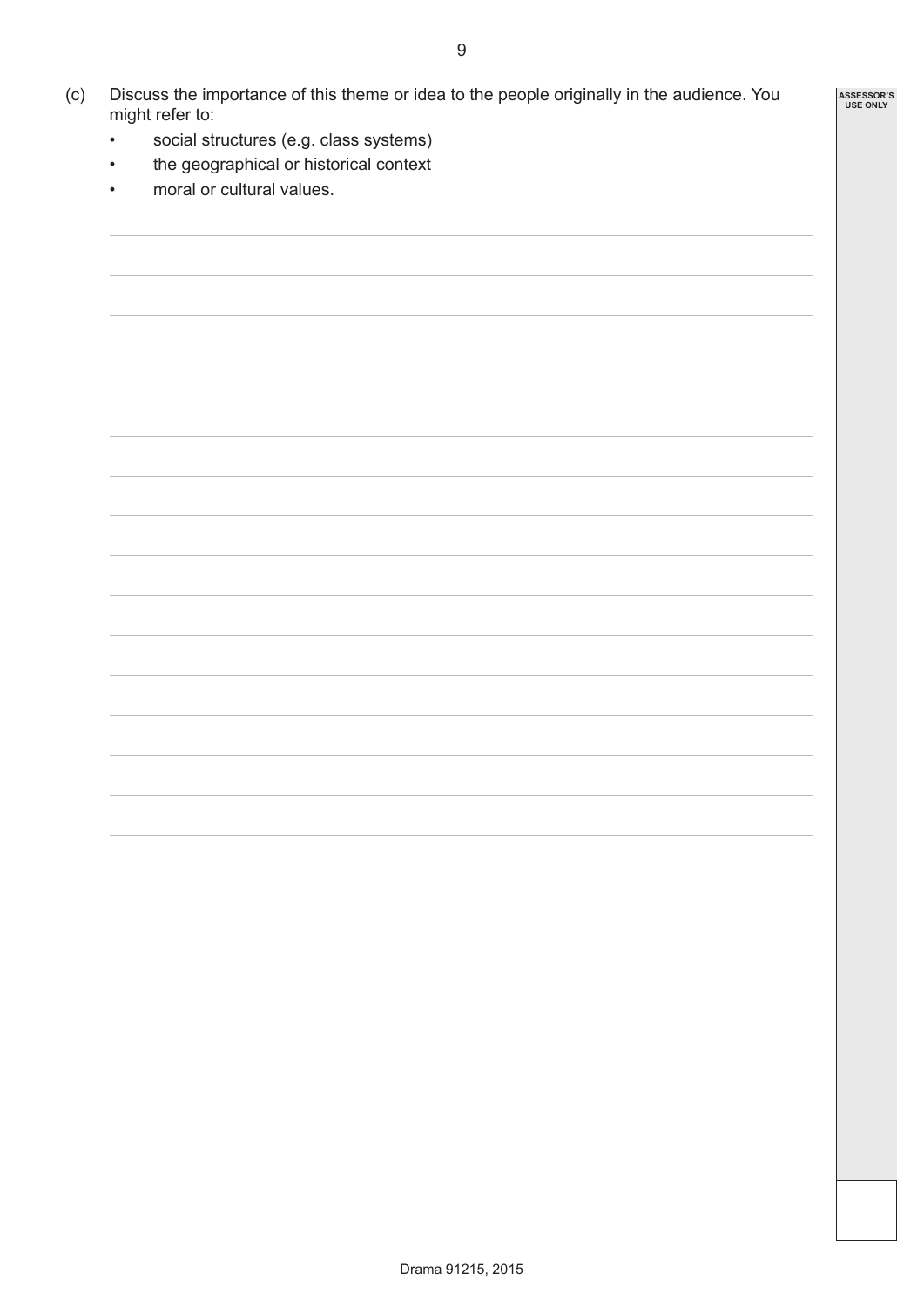(c) Discuss the importance of this theme or idea to the people originally in the audience. You might refer to:

- social structures (e.g. class systems)
- the geographical or historical context
- moral or cultural values.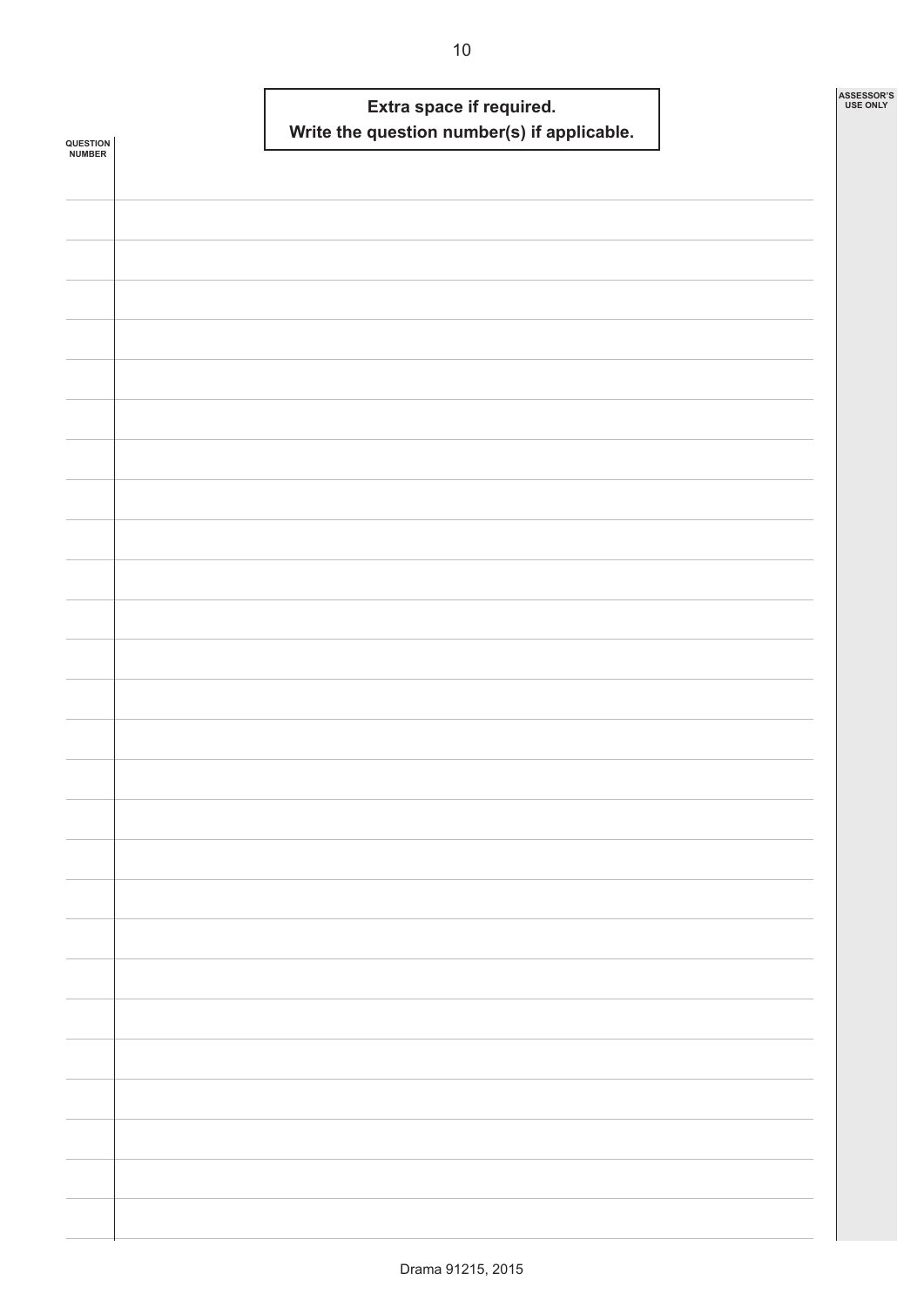**Extra space if required.**
**Write the question number(s) if applicable.**

QUESTION NUMBER

ASSESSOR'S USE ONLY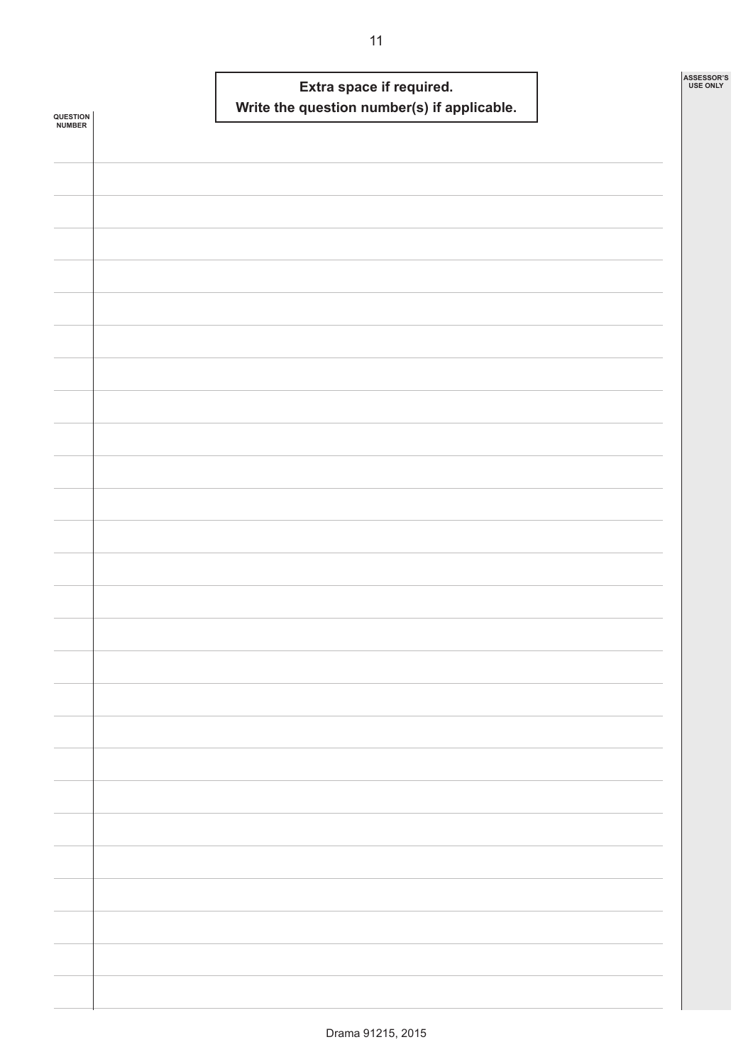**Extra space if required.**
**Write the question number(s) if applicable.**

QUESTION NUMBER

ASSESSOR'S USE ONLY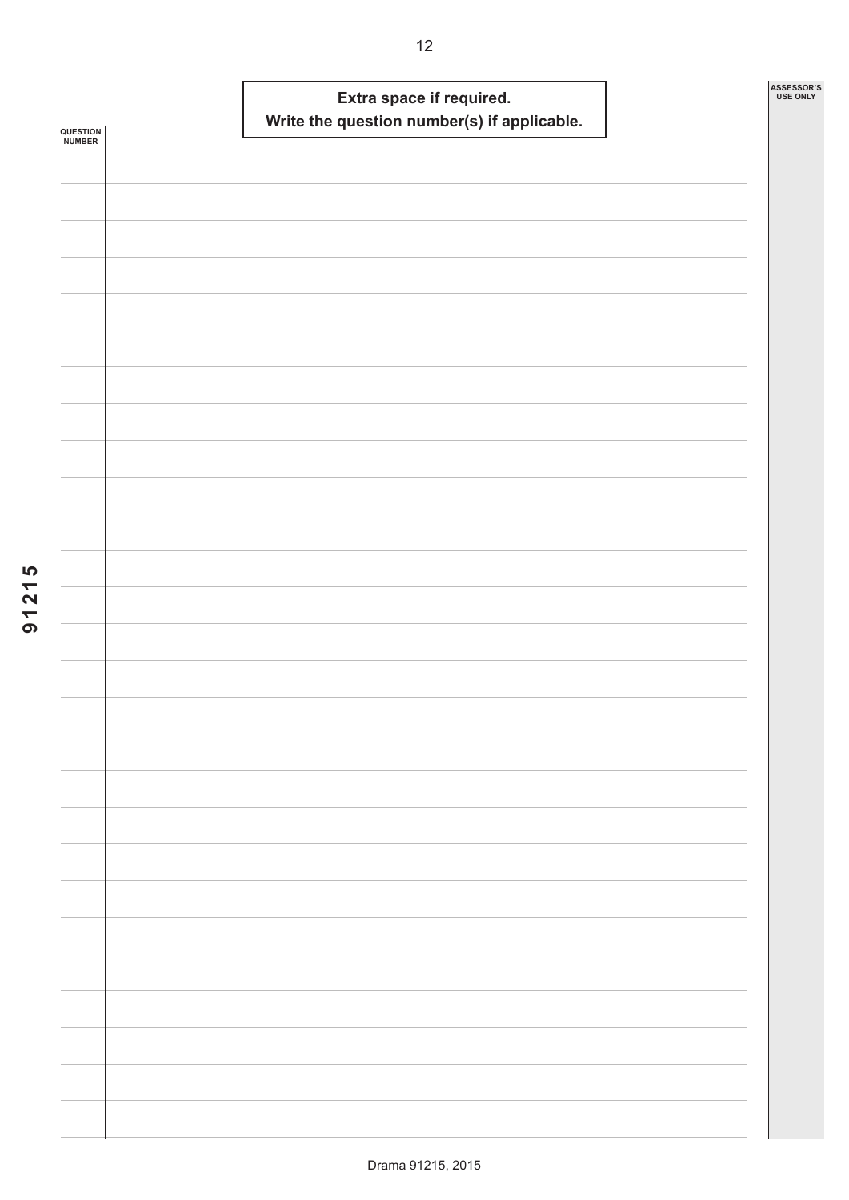**Extra space if required.**
**Write the question number(s) if applicable.**

QUESTION NUMBER

ASSESSOR'S USE ONLY